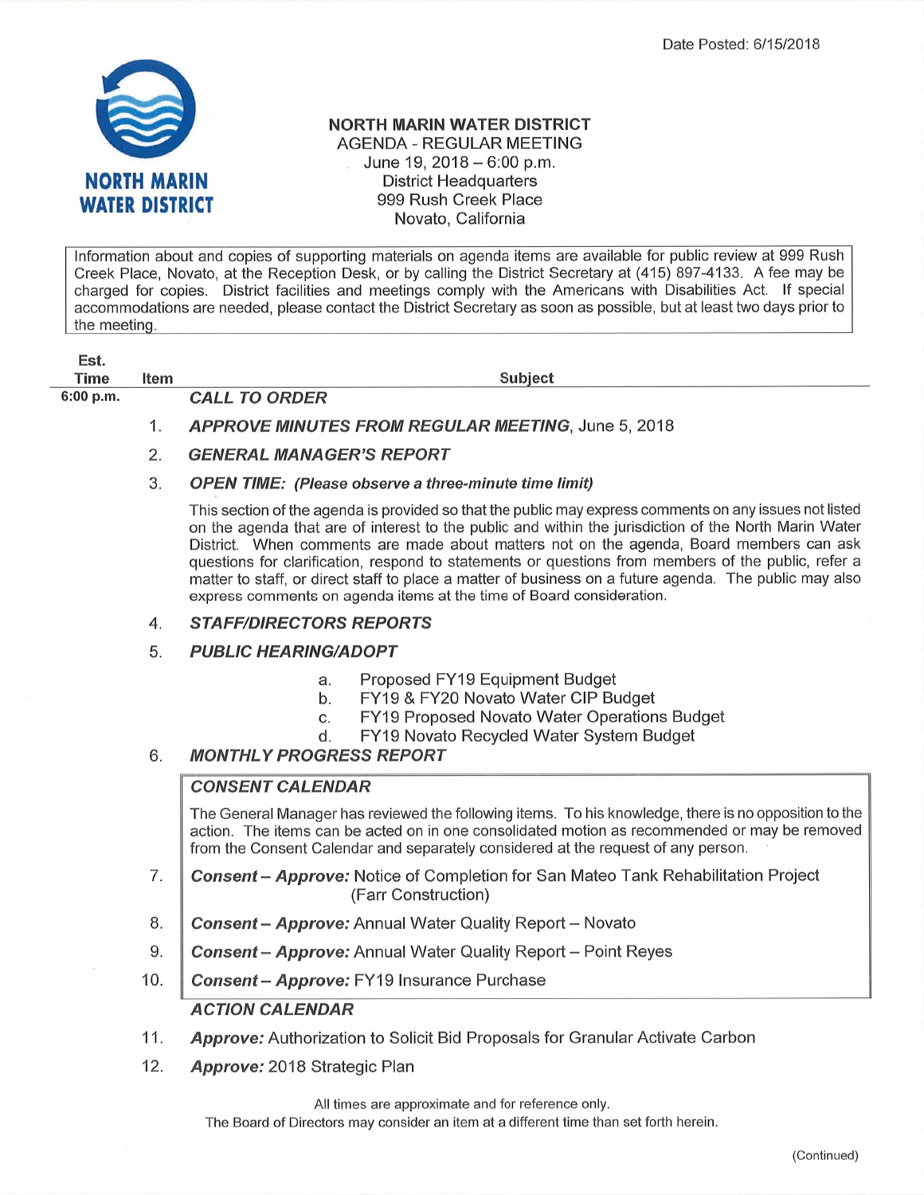Date Posted: 6/15/2018

NORTH MARIN WATER DISTRICT

# NORTH MARIN WATER DISTRICT
## AGENDA - REGULAR MEETING
June 19, 2018 – 6:00 p.m.
District Headquarters
999 Rush Creek Place
Novato, California

Information about and copies of supporting materials on agenda items are available for public review at 999 Rush Creek Place, Novato, at the Reception Desk, or by calling the District Secretary at (415) 897-4133. A fee may be charged for copies. District facilities and meetings comply with the Americans with Disabilities Act. If special accommodations are needed, please contact the District Secretary as soon as possible, but at least two days prior to the meeting.

| Est. Time | Item | Subject |
|---|---|---|
| 6:00 p.m. | | ***CALL TO ORDER*** |
| | 1. | ***APPROVE MINUTES FROM REGULAR MEETING***, June 5, 2018 |
| | 2. | ***GENERAL MANAGER'S REPORT*** |
| | 3. | ***OPEN TIME: (Please observe a three-minute time limit)*** |

This section of the agenda is provided so that the public may express comments on any issues not listed on the agenda that are of interest to the public and within the jurisdiction of the North Marin Water District. When comments are made about matters not on the agenda, Board members can ask questions for clarification, respond to statements or questions from members of the public, refer a matter to staff, or direct staff to place a matter of business on a future agenda. The public may also express comments on agenda items at the time of Board consideration.

4. ***STAFF/DIRECTORS REPORTS***

5. ***PUBLIC HEARING/ADOPT***
   a. Proposed FY19 Equipment Budget
   b. FY19 & FY20 Novato Water CIP Budget
   c. FY19 Proposed Novato Water Operations Budget
   d. FY19 Novato Recycled Water System Budget

6. ***MONTHLY PROGRESS REPORT***

### CONSENT CALENDAR

The General Manager has reviewed the following items. To his knowledge, there is no opposition to the action. The items can be acted on in one consolidated motion as recommended or may be removed from the Consent Calendar and separately considered at the request of any person.

7. ***Consent – Approve:*** Notice of Completion for San Mateo Tank Rehabilitation Project (Farr Construction)
8. ***Consent – Approve:*** Annual Water Quality Report – Novato
9. ***Consent – Approve:*** Annual Water Quality Report – Point Reyes
10. ***Consent – Approve:*** FY19 Insurance Purchase

### ACTION CALENDAR

11. ***Approve:*** Authorization to Solicit Bid Proposals for Granular Activate Carbon
12. ***Approve:*** 2018 Strategic Plan

All times are approximate and for reference only.
The Board of Directors may consider an item at a different time than set forth herein.

(Continued)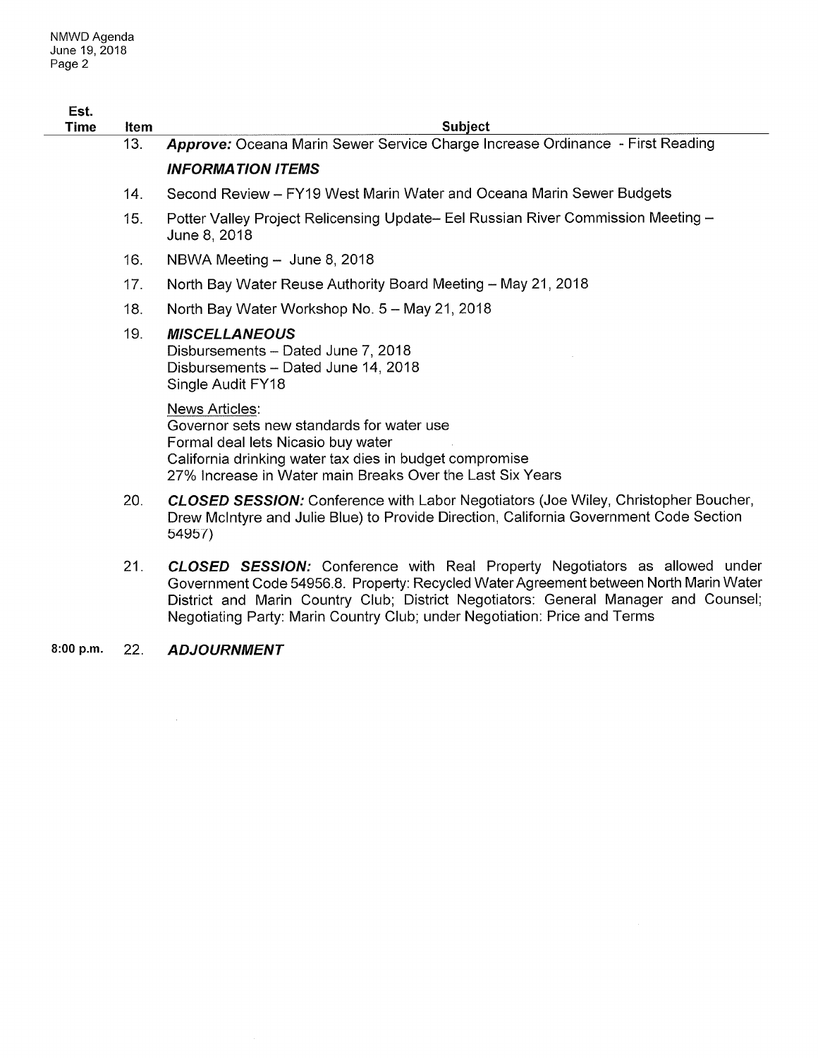| Est. Time | Item | Subject |
|---|---|---|
| | 13. | ***Approve:*** Oceana Marin Sewer Service Charge Increase Ordinance - First Reading |
| | | ***INFORMATION ITEMS*** |
| | 14. | Second Review – FY19 West Marin Water and Oceana Marin Sewer Budgets |
| | 15. | Potter Valley Project Relicensing Update– Eel Russian River Commission Meeting – June 8, 2018 |
| | 16. | NBWA Meeting – June 8, 2018 |
| | 17. | North Bay Water Reuse Authority Board Meeting – May 21, 2018 |
| | 18. | North Bay Water Workshop No. 5 – May 21, 2018 |
| | 19. | ***MISCELLANEOUS***<br>Disbursements – Dated June 7, 2018<br>Disbursements – Dated June 14, 2018<br>Single Audit FY18<br><br>News Articles:<br>Governor sets new standards for water use<br>Formal deal lets Nicasio buy water<br>California drinking water tax dies in budget compromise<br>27% Increase in Water main Breaks Over the Last Six Years |
| | 20. | ***CLOSED SESSION:*** Conference with Labor Negotiators (Joe Wiley, Christopher Boucher, Drew McIntyre and Julie Blue) to Provide Direction, California Government Code Section 54957) |
| | 21. | ***CLOSED SESSION:*** Conference with Real Property Negotiators as allowed under Government Code 54956.8. Property: Recycled Water Agreement between North Marin Water District and Marin Country Club; District Negotiators: General Manager and Counsel; Negotiating Party: Marin Country Club; under Negotiation: Price and Terms |
| 8:00 p.m. | 22. | ***ADJOURNMENT*** |